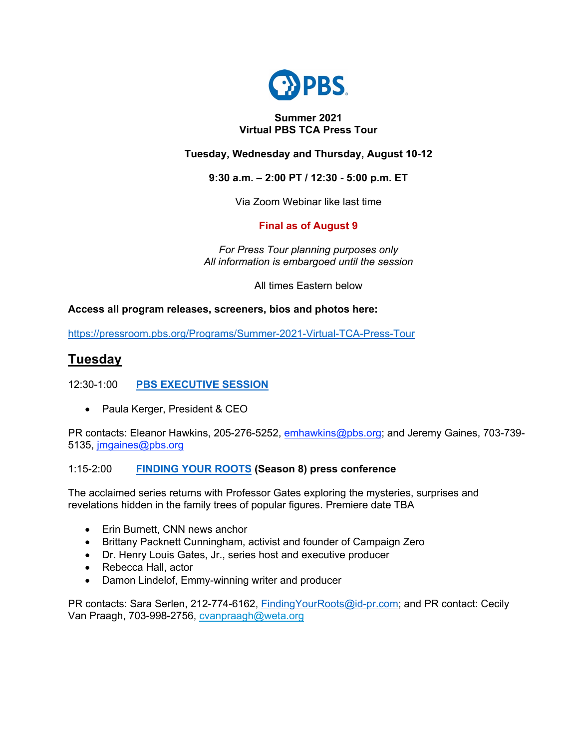**PBS**

**Summer 2021**
**Virtual PBS TCA Press Tour**

**Tuesday, Wednesday and Thursday, August 10-12**

**9:30 a.m. – 2:00 PT / 12:30 - 5:00 p.m. ET**

Via Zoom Webinar like last time

**Final as of August 9**

*For Press Tour planning purposes only*
*All information is embargoed until the session*

All times Eastern below

**Access all program releases, screeners, bios and photos here:**

https://pressroom.pbs.org/Programs/Summer-2021-Virtual-TCA-Press-Tour

## Tuesday

12:30-1:00 **PBS EXECUTIVE SESSION**

- Paula Kerger, President & CEO

PR contacts: Eleanor Hawkins, 205-276-5252, emhawkins@pbs.org; and Jeremy Gaines, 703-739-5135, jmgaines@pbs.org

1:15-2:00 **FINDING YOUR ROOTS (Season 8) press conference**

The acclaimed series returns with Professor Gates exploring the mysteries, surprises and revelations hidden in the family trees of popular figures. Premiere date TBA

- Erin Burnett, CNN news anchor
- Brittany Packnett Cunningham, activist and founder of Campaign Zero
- Dr. Henry Louis Gates, Jr., series host and executive producer
- Rebecca Hall, actor
- Damon Lindelof, Emmy-winning writer and producer

PR contacts: Sara Serlen, 212-774-6162, FindingYourRoots@id-pr.com; and PR contact: Cecily Van Praagh, 703-998-2756, cvanpraagh@weta.org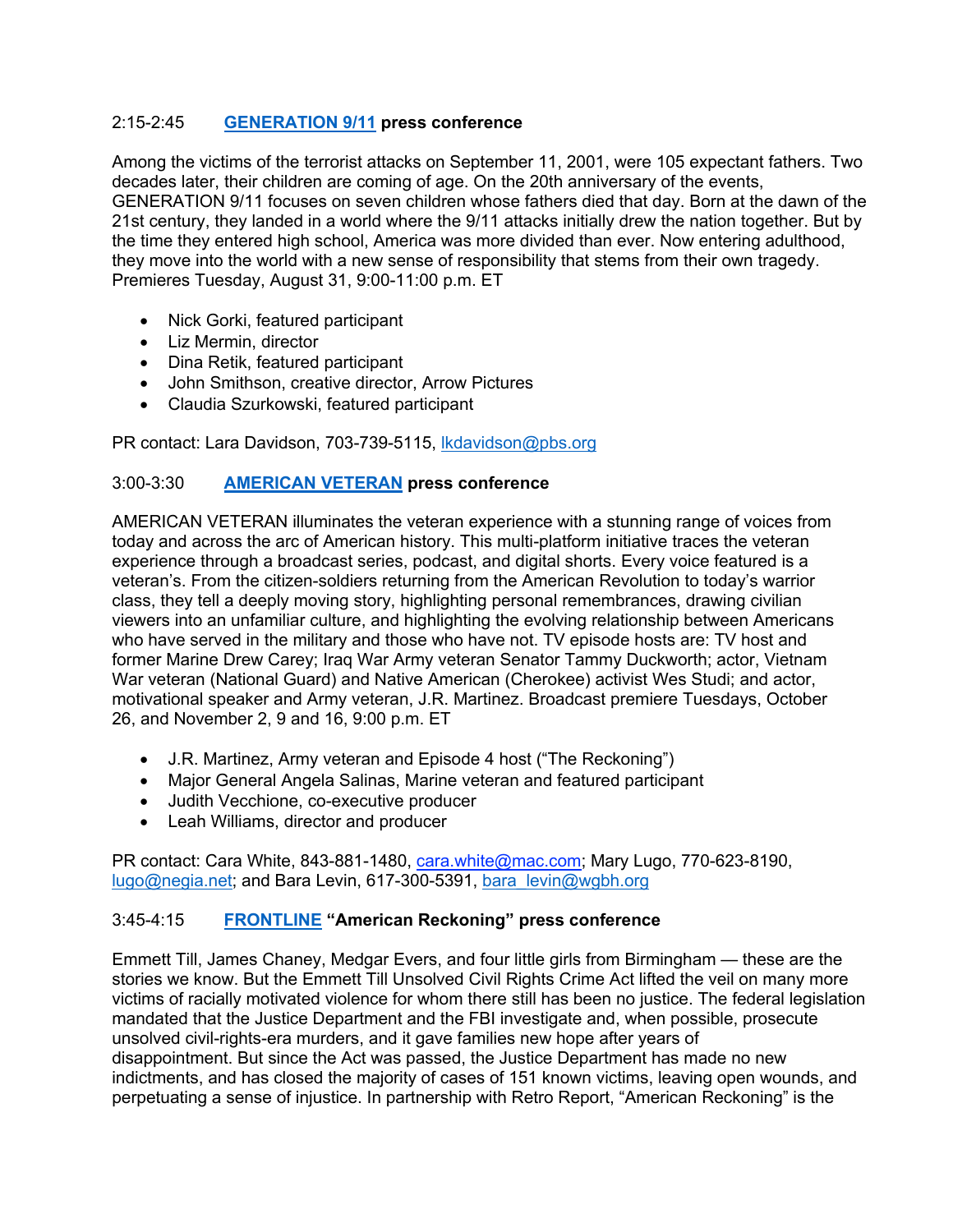### 2:15-2:45 **[GENERATION 9/11](#) press conference**

Among the victims of the terrorist attacks on September 11, 2001, were 105 expectant fathers. Two decades later, their children are coming of age. On the 20th anniversary of the events, GENERATION 9/11 focuses on seven children whose fathers died that day. Born at the dawn of the 21st century, they landed in a world where the 9/11 attacks initially drew the nation together. But by the time they entered high school, America was more divided than ever. Now entering adulthood, they move into the world with a new sense of responsibility that stems from their own tragedy. Premieres Tuesday, August 31, 9:00-11:00 p.m. ET

- Nick Gorki, featured participant
- Liz Mermin, director
- Dina Retik, featured participant
- John Smithson, creative director, Arrow Pictures
- Claudia Szurkowski, featured participant

PR contact: Lara Davidson, 703-739-5115, lkdavidson@pbs.org

### 3:00-3:30 **[AMERICAN VETERAN](#) press conference**

AMERICAN VETERAN illuminates the veteran experience with a stunning range of voices from today and across the arc of American history. This multi-platform initiative traces the veteran experience through a broadcast series, podcast, and digital shorts. Every voice featured is a veteran's. From the citizen-soldiers returning from the American Revolution to today's warrior class, they tell a deeply moving story, highlighting personal remembrances, drawing civilian viewers into an unfamiliar culture, and highlighting the evolving relationship between Americans who have served in the military and those who have not. TV episode hosts are: TV host and former Marine Drew Carey; Iraq War Army veteran Senator Tammy Duckworth; actor, Vietnam War veteran (National Guard) and Native American (Cherokee) activist Wes Studi; and actor, motivational speaker and Army veteran, J.R. Martinez. Broadcast premiere Tuesdays, October 26, and November 2, 9 and 16, 9:00 p.m. ET

- J.R. Martinez, Army veteran and Episode 4 host ("The Reckoning")
- Major General Angela Salinas, Marine veteran and featured participant
- Judith Vecchione, co-executive producer
- Leah Williams, director and producer

PR contact: Cara White, 843-881-1480, cara.white@mac.com; Mary Lugo, 770-623-8190, lugo@negia.net; and Bara Levin, 617-300-5391, bara_levin@wgbh.org

### 3:45-4:15 **[FRONTLINE](#) "American Reckoning" press conference**

Emmett Till, James Chaney, Medgar Evers, and four little girls from Birmingham — these are the stories we know. But the Emmett Till Unsolved Civil Rights Crime Act lifted the veil on many more victims of racially motivated violence for whom there still has been no justice. The federal legislation mandated that the Justice Department and the FBI investigate and, when possible, prosecute unsolved civil-rights-era murders, and it gave families new hope after years of disappointment. But since the Act was passed, the Justice Department has made no new indictments, and has closed the majority of cases of 151 known victims, leaving open wounds, and perpetuating a sense of injustice. In partnership with Retro Report, "American Reckoning" is the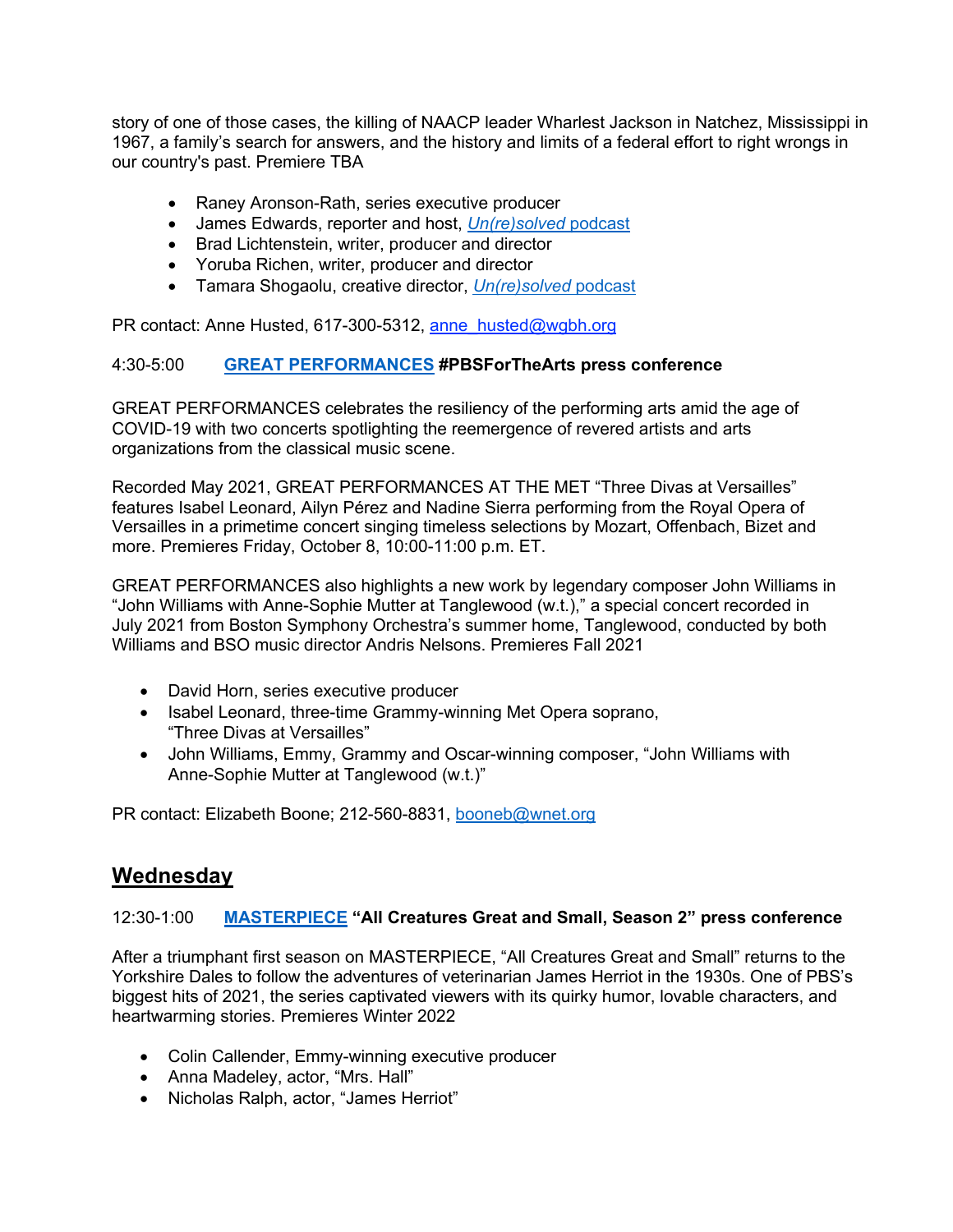story of one of those cases, the killing of NAACP leader Wharlest Jackson in Natchez, Mississippi in 1967, a family's search for answers, and the history and limits of a federal effort to right wrongs in our country's past. Premiere TBA

- Raney Aronson-Rath, series executive producer
- James Edwards, reporter and host, *Un(re)solved* podcast
- Brad Lichtenstein, writer, producer and director
- Yoruba Richen, writer, producer and director
- Tamara Shogaolu, creative director, *Un(re)solved* podcast

PR contact: Anne Husted, 617-300-5312, anne_husted@wgbh.org

**4:30-5:00 GREAT PERFORMANCES #PBSForTheArts press conference**

GREAT PERFORMANCES celebrates the resiliency of the performing arts amid the age of COVID-19 with two concerts spotlighting the reemergence of revered artists and arts organizations from the classical music scene.

Recorded May 2021, GREAT PERFORMANCES AT THE MET "Three Divas at Versailles" features Isabel Leonard, Ailyn Pérez and Nadine Sierra performing from the Royal Opera of Versailles in a primetime concert singing timeless selections by Mozart, Offenbach, Bizet and more. Premieres Friday, October 8, 10:00-11:00 p.m. ET.

GREAT PERFORMANCES also highlights a new work by legendary composer John Williams in "John Williams with Anne-Sophie Mutter at Tanglewood (w.t.)," a special concert recorded in July 2021 from Boston Symphony Orchestra's summer home, Tanglewood, conducted by both Williams and BSO music director Andris Nelsons. Premieres Fall 2021

- David Horn, series executive producer
- Isabel Leonard, three-time Grammy-winning Met Opera soprano, "Three Divas at Versailles"
- John Williams, Emmy, Grammy and Oscar-winning composer, "John Williams with Anne-Sophie Mutter at Tanglewood (w.t.)"

PR contact: Elizabeth Boone; 212-560-8831, booneb@wnet.org

## Wednesday

**12:30-1:00 MASTERPIECE "All Creatures Great and Small, Season 2" press conference**

After a triumphant first season on MASTERPIECE, "All Creatures Great and Small" returns to the Yorkshire Dales to follow the adventures of veterinarian James Herriot in the 1930s. One of PBS's biggest hits of 2021, the series captivated viewers with its quirky humor, lovable characters, and heartwarming stories. Premieres Winter 2022

- Colin Callender, Emmy-winning executive producer
- Anna Madeley, actor, "Mrs. Hall"
- Nicholas Ralph, actor, "James Herriot"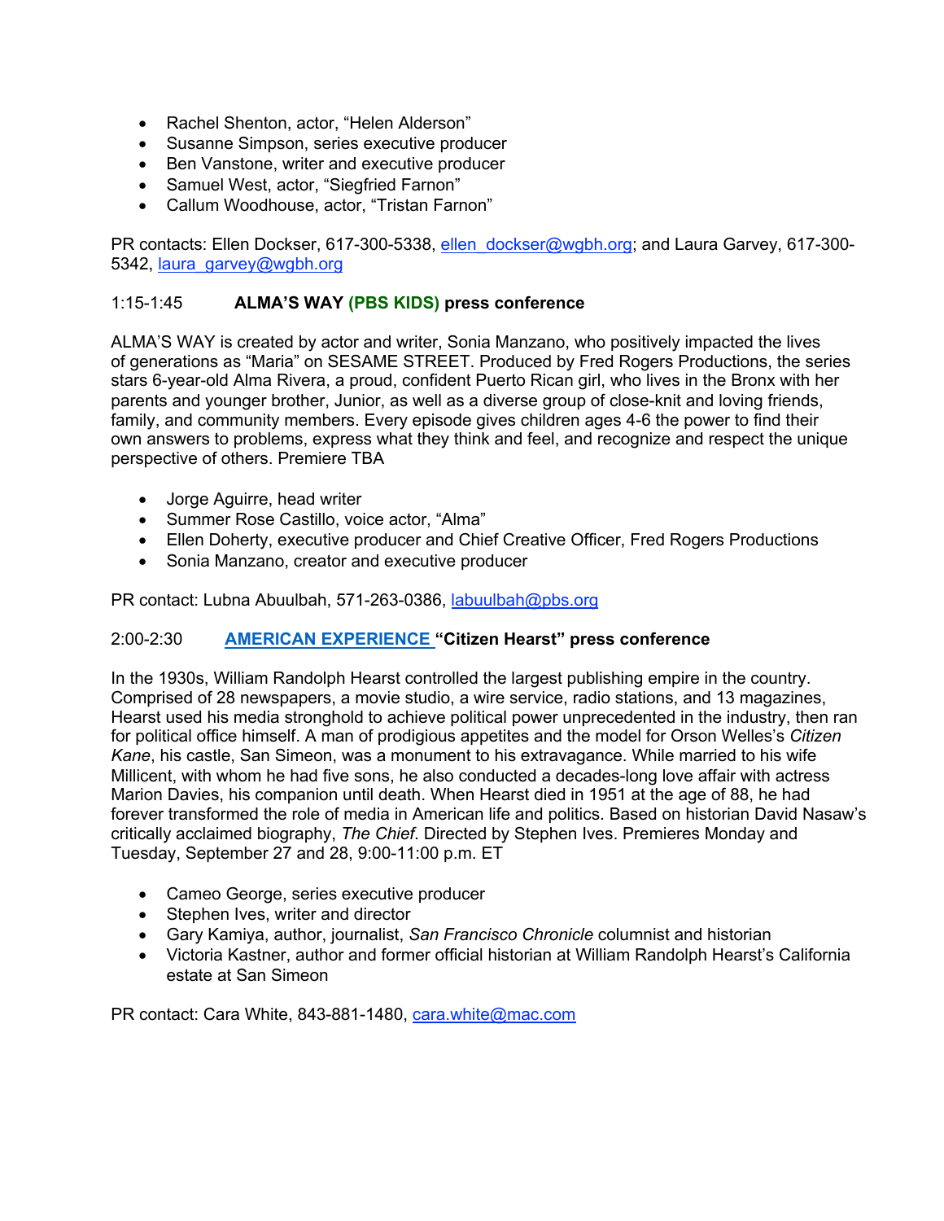- Rachel Shenton, actor, "Helen Alderson"
- Susanne Simpson, series executive producer
- Ben Vanstone, writer and executive producer
- Samuel West, actor, "Siegfried Farnon"
- Callum Woodhouse, actor, "Tristan Farnon"

PR contacts: Ellen Dockser, 617-300-5338, ellen_dockser@wgbh.org; and Laura Garvey, 617-300-5342, laura_garvey@wgbh.org

**1:15-1:45 ALMA'S WAY (PBS KIDS) press conference**

ALMA'S WAY is created by actor and writer, Sonia Manzano, who positively impacted the lives of generations as "Maria" on SESAME STREET. Produced by Fred Rogers Productions, the series stars 6-year-old Alma Rivera, a proud, confident Puerto Rican girl, who lives in the Bronx with her parents and younger brother, Junior, as well as a diverse group of close-knit and loving friends, family, and community members. Every episode gives children ages 4-6 the power to find their own answers to problems, express what they think and feel, and recognize and respect the unique perspective of others. Premiere TBA

- Jorge Aguirre, head writer
- Summer Rose Castillo, voice actor, "Alma"
- Ellen Doherty, executive producer and Chief Creative Officer, Fred Rogers Productions
- Sonia Manzano, creator and executive producer

PR contact: Lubna Abuulbah, 571-263-0386, labuulbah@pbs.org

**2:00-2:30 AMERICAN EXPERIENCE "Citizen Hearst" press conference**

In the 1930s, William Randolph Hearst controlled the largest publishing empire in the country. Comprised of 28 newspapers, a movie studio, a wire service, radio stations, and 13 magazines, Hearst used his media stronghold to achieve political power unprecedented in the industry, then ran for political office himself. A man of prodigious appetites and the model for Orson Welles's *Citizen Kane*, his castle, San Simeon, was a monument to his extravagance. While married to his wife Millicent, with whom he had five sons, he also conducted a decades-long love affair with actress Marion Davies, his companion until death. When Hearst died in 1951 at the age of 88, he had forever transformed the role of media in American life and politics. Based on historian David Nasaw's critically acclaimed biography, *The Chief*. Directed by Stephen Ives. Premieres Monday and Tuesday, September 27 and 28, 9:00-11:00 p.m. ET

- Cameo George, series executive producer
- Stephen Ives, writer and director
- Gary Kamiya, author, journalist, *San Francisco Chronicle* columnist and historian
- Victoria Kastner, author and former official historian at William Randolph Hearst's California estate at San Simeon

PR contact: Cara White, 843-881-1480, cara.white@mac.com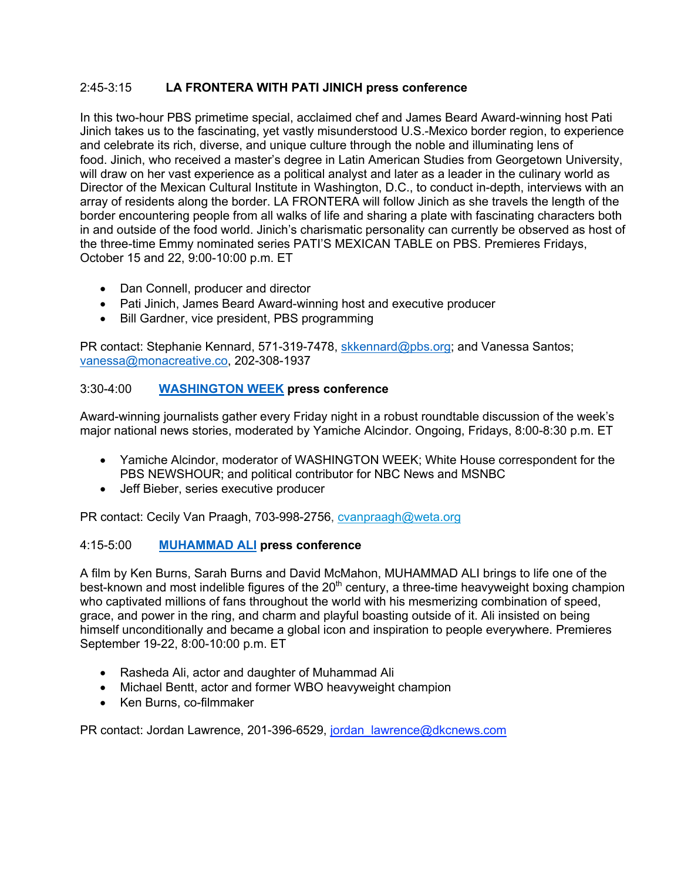2:45-3:15 **LA FRONTERA WITH PATI JINICH press conference**

In this two-hour PBS primetime special, acclaimed chef and James Beard Award-winning host Pati Jinich takes us to the fascinating, yet vastly misunderstood U.S.-Mexico border region, to experience and celebrate its rich, diverse, and unique culture through the noble and illuminating lens of food. Jinich, who received a master's degree in Latin American Studies from Georgetown University, will draw on her vast experience as a political analyst and later as a leader in the culinary world as Director of the Mexican Cultural Institute in Washington, D.C., to conduct in-depth, interviews with an array of residents along the border. LA FRONTERA will follow Jinich as she travels the length of the border encountering people from all walks of life and sharing a plate with fascinating characters both in and outside of the food world. Jinich's charismatic personality can currently be observed as host of the three-time Emmy nominated series PATI'S MEXICAN TABLE on PBS. Premieres Fridays, October 15 and 22, 9:00-10:00 p.m. ET

- Dan Connell, producer and director
- Pati Jinich, James Beard Award-winning host and executive producer
- Bill Gardner, vice president, PBS programming

PR contact: Stephanie Kennard, 571-319-7478, skkennard@pbs.org; and Vanessa Santos; vanessa@monacreative.co, 202-308-1937

3:30-4:00 **WASHINGTON WEEK press conference**

Award-winning journalists gather every Friday night in a robust roundtable discussion of the week's major national news stories, moderated by Yamiche Alcindor. Ongoing, Fridays, 8:00-8:30 p.m. ET

- Yamiche Alcindor, moderator of WASHINGTON WEEK; White House correspondent for the PBS NEWSHOUR; and political contributor for NBC News and MSNBC
- Jeff Bieber, series executive producer

PR contact: Cecily Van Praagh, 703-998-2756, cvanpraagh@weta.org

4:15-5:00 **MUHAMMAD ALI press conference**

A film by Ken Burns, Sarah Burns and David McMahon, MUHAMMAD ALI brings to life one of the best-known and most indelible figures of the 20th century, a three-time heavyweight boxing champion who captivated millions of fans throughout the world with his mesmerizing combination of speed, grace, and power in the ring, and charm and playful boasting outside of it. Ali insisted on being himself unconditionally and became a global icon and inspiration to people everywhere. Premieres September 19-22, 8:00-10:00 p.m. ET

- Rasheda Ali, actor and daughter of Muhammad Ali
- Michael Bentt, actor and former WBO heavyweight champion
- Ken Burns, co-filmmaker

PR contact: Jordan Lawrence, 201-396-6529, jordan_lawrence@dkcnews.com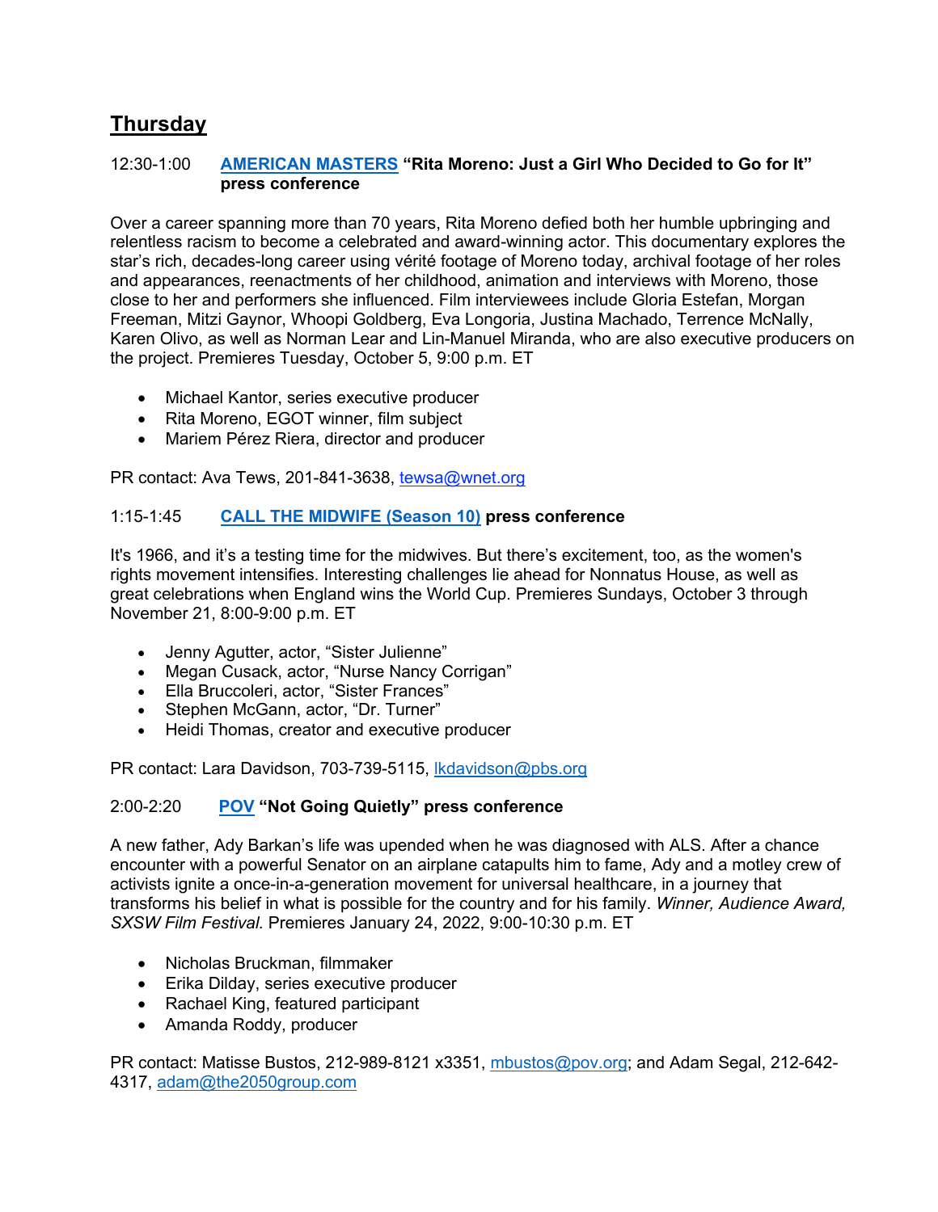## Thursday

12:30-1:00 **AMERICAN MASTERS "Rita Moreno: Just a Girl Who Decided to Go for It" press conference**

Over a career spanning more than 70 years, Rita Moreno defied both her humble upbringing and relentless racism to become a celebrated and award-winning actor. This documentary explores the star's rich, decades-long career using vérité footage of Moreno today, archival footage of her roles and appearances, reenactments of her childhood, animation and interviews with Moreno, those close to her and performers she influenced. Film interviewees include Gloria Estefan, Morgan Freeman, Mitzi Gaynor, Whoopi Goldberg, Eva Longoria, Justina Machado, Terrence McNally, Karen Olivo, as well as Norman Lear and Lin-Manuel Miranda, who are also executive producers on the project. Premieres Tuesday, October 5, 9:00 p.m. ET

- Michael Kantor, series executive producer
- Rita Moreno, EGOT winner, film subject
- Mariem Pérez Riera, director and producer

PR contact: Ava Tews, 201-841-3638, tewsa@wnet.org

1:15-1:45 **CALL THE MIDWIFE (Season 10) press conference**

It's 1966, and it's a testing time for the midwives. But there's excitement, too, as the women's rights movement intensifies. Interesting challenges lie ahead for Nonnatus House, as well as great celebrations when England wins the World Cup. Premieres Sundays, October 3 through November 21, 8:00-9:00 p.m. ET

- Jenny Agutter, actor, "Sister Julienne"
- Megan Cusack, actor, "Nurse Nancy Corrigan"
- Ella Bruccoleri, actor, "Sister Frances"
- Stephen McGann, actor, "Dr. Turner"
- Heidi Thomas, creator and executive producer

PR contact: Lara Davidson, 703-739-5115, lkdavidson@pbs.org

2:00-2:20 **POV "Not Going Quietly" press conference**

A new father, Ady Barkan's life was upended when he was diagnosed with ALS. After a chance encounter with a powerful Senator on an airplane catapults him to fame, Ady and a motley crew of activists ignite a once-in-a-generation movement for universal healthcare, in a journey that transforms his belief in what is possible for the country and for his family. *Winner, Audience Award, SXSW Film Festival.* Premieres January 24, 2022, 9:00-10:30 p.m. ET

- Nicholas Bruckman, filmmaker
- Erika Dilday, series executive producer
- Rachael King, featured participant
- Amanda Roddy, producer

PR contact: Matisse Bustos, 212-989-8121 x3351, mbustos@pov.org; and Adam Segal, 212-642-4317, adam@the2050group.com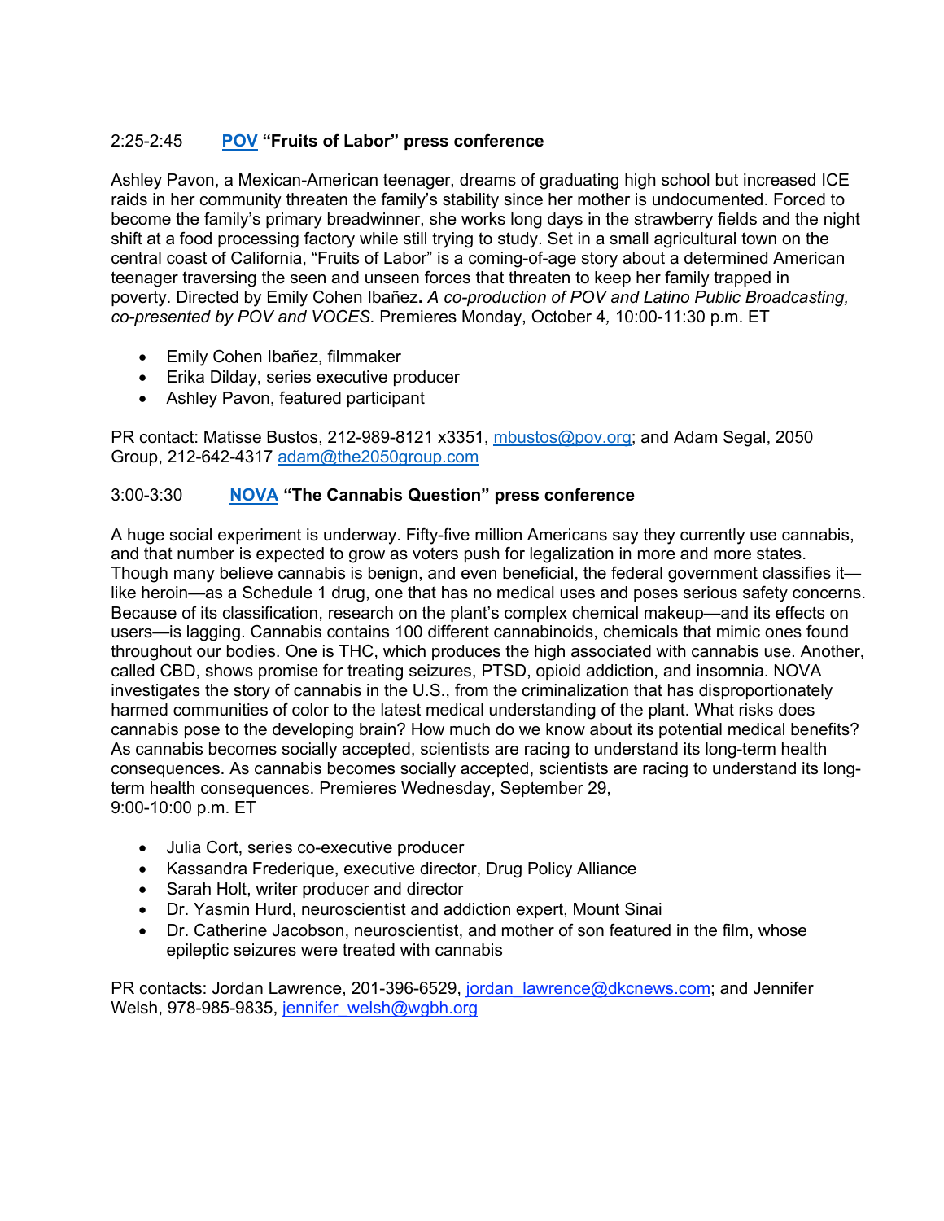### 2:25-2:45 **POV "Fruits of Labor" press conference**

Ashley Pavon, a Mexican-American teenager, dreams of graduating high school but increased ICE raids in her community threaten the family's stability since her mother is undocumented. Forced to become the family's primary breadwinner, she works long days in the strawberry fields and the night shift at a food processing factory while still trying to study. Set in a small agricultural town on the central coast of California, "Fruits of Labor" is a coming-of-age story about a determined American teenager traversing the seen and unseen forces that threaten to keep her family trapped in poverty. Directed by Emily Cohen Ibañez**.** *A co-production of POV and Latino Public Broadcasting, co-presented by POV and VOCES.* Premieres Monday, October 4*,* 10:00-11:30 p.m. ET

- Emily Cohen Ibañez, filmmaker
- Erika Dilday, series executive producer
- Ashley Pavon, featured participant

PR contact: Matisse Bustos, 212-989-8121 x3351, mbustos@pov.org; and Adam Segal, 2050 Group, 212-642-4317 adam@the2050group.com

### 3:00-3:30 **NOVA "The Cannabis Question" press conference**

A huge social experiment is underway. Fifty-five million Americans say they currently use cannabis, and that number is expected to grow as voters push for legalization in more and more states. Though many believe cannabis is benign, and even beneficial, the federal government classifies it—like heroin—as a Schedule 1 drug, one that has no medical uses and poses serious safety concerns. Because of its classification, research on the plant's complex chemical makeup—and its effects on users—is lagging. Cannabis contains 100 different cannabinoids, chemicals that mimic ones found throughout our bodies. One is THC, which produces the high associated with cannabis use. Another, called CBD, shows promise for treating seizures, PTSD, opioid addiction, and insomnia. NOVA investigates the story of cannabis in the U.S., from the criminalization that has disproportionately harmed communities of color to the latest medical understanding of the plant. What risks does cannabis pose to the developing brain? How much do we know about its potential medical benefits? As cannabis becomes socially accepted, scientists are racing to understand its long-term health consequences. As cannabis becomes socially accepted, scientists are racing to understand its long-term health consequences. Premieres Wednesday, September 29, 9:00-10:00 p.m. ET

- Julia Cort, series co-executive producer
- Kassandra Frederique, executive director, Drug Policy Alliance
- Sarah Holt, writer producer and director
- Dr. Yasmin Hurd, neuroscientist and addiction expert, Mount Sinai
- Dr. Catherine Jacobson, neuroscientist, and mother of son featured in the film, whose epileptic seizures were treated with cannabis

PR contacts: Jordan Lawrence, 201-396-6529, jordan_lawrence@dkcnews.com; and Jennifer Welsh, 978-985-9835, jennifer_welsh@wgbh.org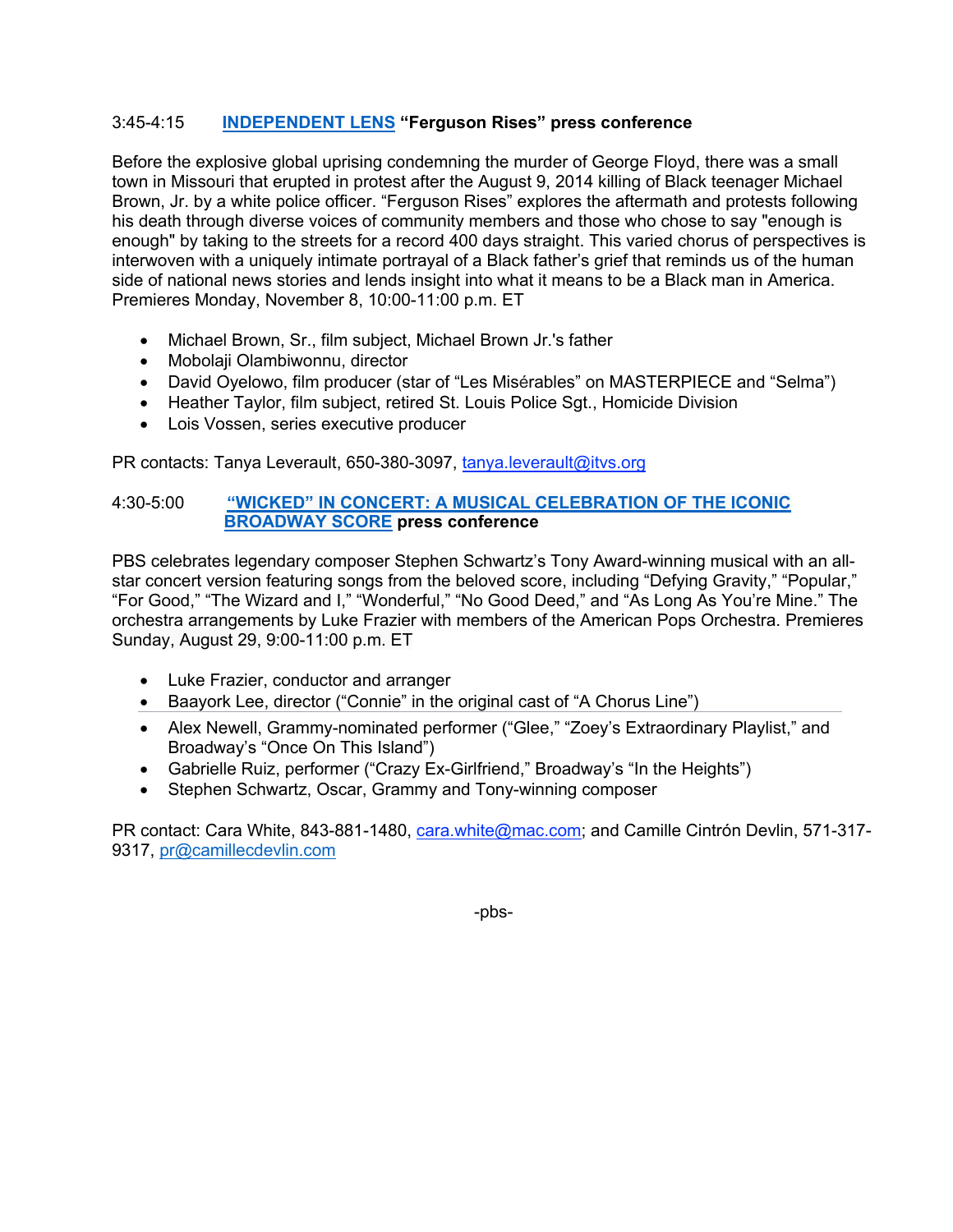3:45-4:15 **INDEPENDENT LENS "Ferguson Rises" press conference**

Before the explosive global uprising condemning the murder of George Floyd, there was a small town in Missouri that erupted in protest after the August 9, 2014 killing of Black teenager Michael Brown, Jr. by a white police officer. "Ferguson Rises" explores the aftermath and protests following his death through diverse voices of community members and those who chose to say "enough is enough" by taking to the streets for a record 400 days straight. This varied chorus of perspectives is interwoven with a uniquely intimate portrayal of a Black father's grief that reminds us of the human side of national news stories and lends insight into what it means to be a Black man in America. Premieres Monday, November 8, 10:00-11:00 p.m. ET

- Michael Brown, Sr., film subject, Michael Brown Jr.'s father
- Mobolaji Olambiwonnu, director
- David Oyelowo, film producer (star of "Les Misérables" on MASTERPIECE and "Selma")
- Heather Taylor, film subject, retired St. Louis Police Sgt., Homicide Division
- Lois Vossen, series executive producer

PR contacts: Tanya Leverault, 650-380-3097, tanya.leverault@itvs.org

4:30-5:00 **"WICKED" IN CONCERT: A MUSICAL CELEBRATION OF THE ICONIC BROADWAY SCORE press conference**

PBS celebrates legendary composer Stephen Schwartz's Tony Award-winning musical with an all-star concert version featuring songs from the beloved score, including "Defying Gravity," "Popular," "For Good," "The Wizard and I," "Wonderful," "No Good Deed," and "As Long As You're Mine." The orchestra arrangements by Luke Frazier with members of the American Pops Orchestra. Premieres Sunday, August 29, 9:00-11:00 p.m. ET

- Luke Frazier, conductor and arranger
- Baayork Lee, director ("Connie" in the original cast of "A Chorus Line")
- Alex Newell, Grammy-nominated performer ("Glee," "Zoey's Extraordinary Playlist," and Broadway's "Once On This Island")
- Gabrielle Ruiz, performer ("Crazy Ex-Girlfriend," Broadway's "In the Heights")
- Stephen Schwartz, Oscar, Grammy and Tony-winning composer

PR contact: Cara White, 843-881-1480, cara.white@mac.com; and Camille Cintrón Devlin, 571-317-9317, pr@camillecdevlin.com

-pbs-